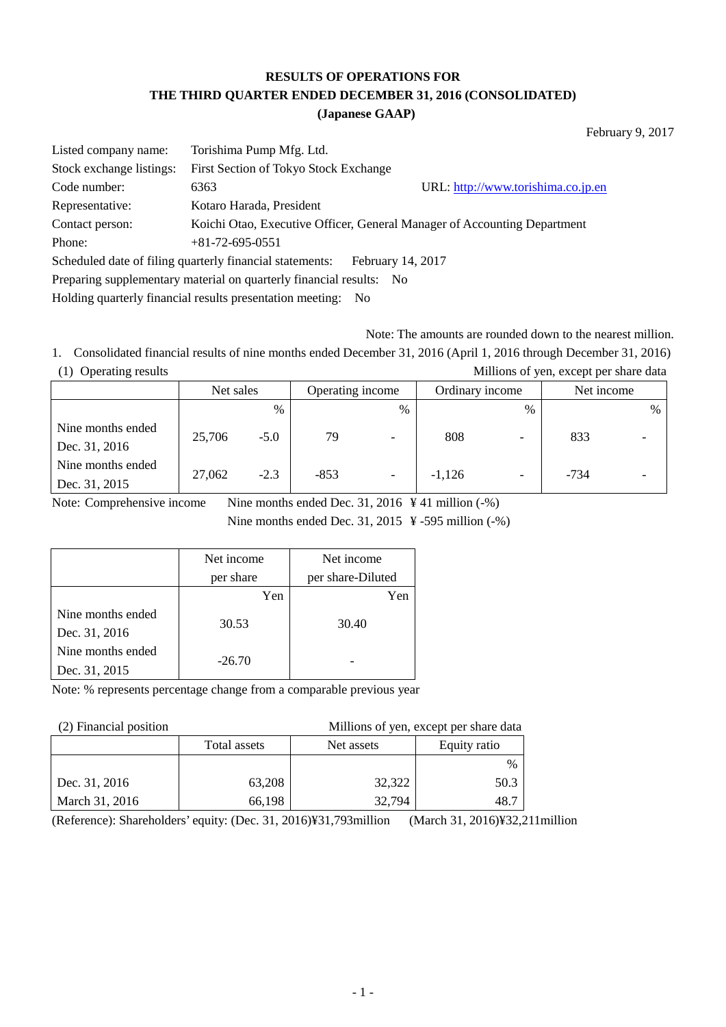# RESULTS OF OPERATIONS FOR THE THIRD QUARTER ENDED DECEMBER 31, 2016 (CONSOLIDATED)
## (Japanese GAAP)

February 9, 2017

| | | |
|---|---|---|
| Listed company name: | Torishima Pump Mfg. Ltd. | |
| Stock exchange listings: | First Section of Tokyo Stock Exchange | |
| Code number: | 6363 | URL: http://www.torishima.co.jp.en |
| Representative: | Kotaro Harada, President | |
| Contact person: | Koichi Otao, Executive Officer, General Manager of Accounting Department | |
| Phone: | +81-72-695-0551 | |

Scheduled date of filing quarterly financial statements: February 14, 2017

Preparing supplementary material on quarterly financial results: No

Holding quarterly financial results presentation meeting: No

Note: The amounts are rounded down to the nearest million.

1. Consolidated financial results of nine months ended December 31, 2016 (April 1, 2016 through December 31, 2016)

(1) Operating results

Millions of yen, except per share data

| | Net sales | | Operating income | | Ordinary income | | Net income | |
|---|---|---|---|---|---|---|---|---|
| | | % | | % | | % | | % |
| Nine months ended Dec. 31, 2016 | 25,706 | -5.0 | 79 | - | 808 | - | 833 | - |
| Nine months ended Dec. 31, 2015 | 27,062 | -2.3 | -853 | - | -1,126 | - | -734 | - |

Note: Comprehensive income Nine months ended Dec. 31, 2016 ¥ 41 million (-%)

Nine months ended Dec. 31, 2015 ¥ -595 million (-%)

| | Net income per share | Net income per share-Diluted |
|---|---|---|
| | Yen | Yen |
| Nine months ended Dec. 31, 2016 | 30.53 | 30.40 |
| Nine months ended Dec. 31, 2015 | -26.70 | - |

Note: % represents percentage change from a comparable previous year

(2) Financial position

Millions of yen, except per share data

| | Total assets | Net assets | Equity ratio |
|---|---|---|---|
| | | | % |
| Dec. 31, 2016 | 63,208 | 32,322 | 50.3 |
| March 31, 2016 | 66,198 | 32,794 | 48.7 |

(Reference): Shareholders' equity: (Dec. 31, 2016)¥31,793million (March 31, 2016)¥32,211million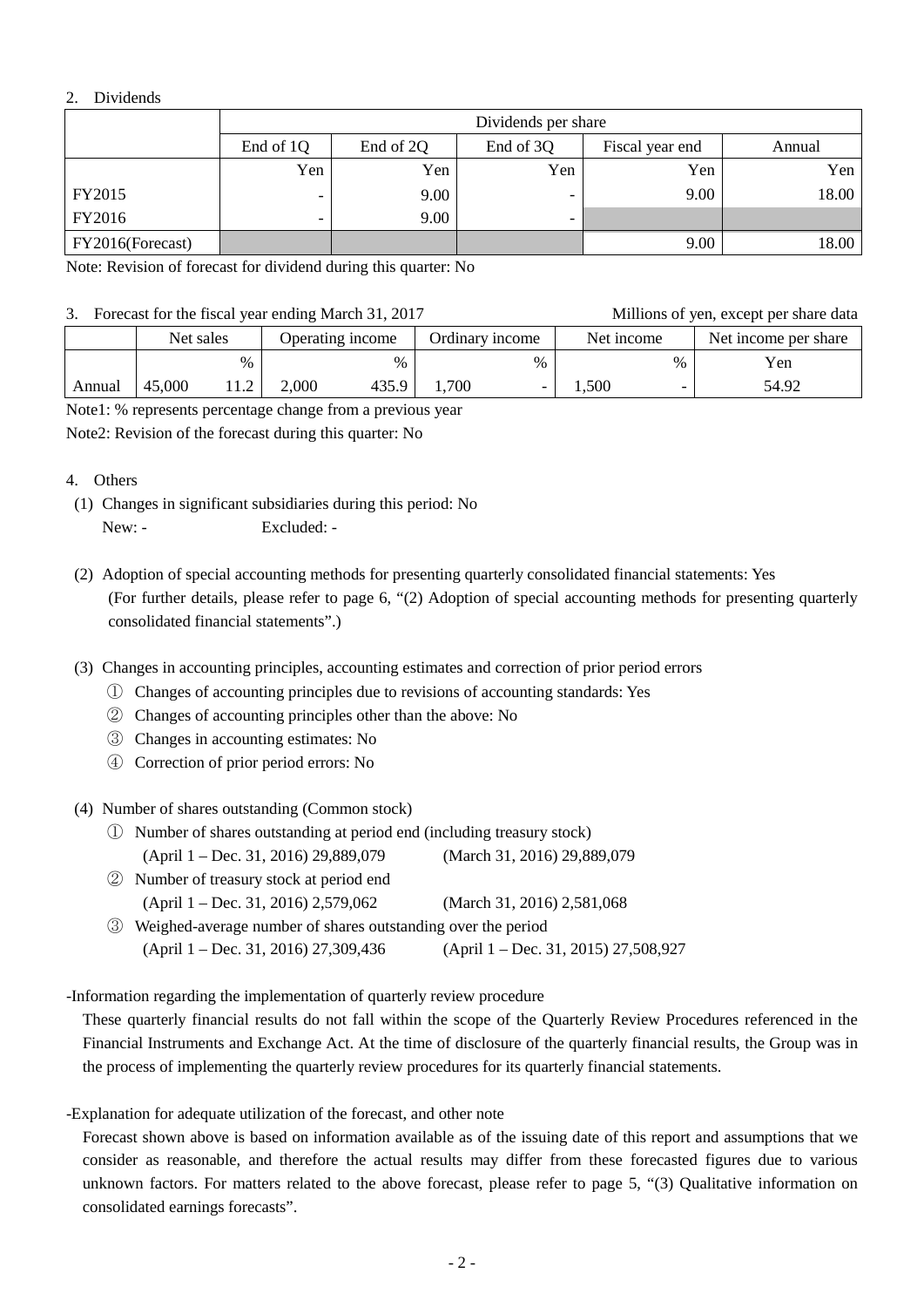2. Dividends

| | Dividends per share | | | | |
|---|---|---|---|---|---|
| | End of 1Q | End of 2Q | End of 3Q | Fiscal year end | Annual |
| | Yen | Yen | Yen | Yen | Yen |
| FY2015 | - | 9.00 | - | 9.00 | 18.00 |
| FY2016 | - | 9.00 | - | | |
| FY2016(Forecast) | | | | 9.00 | 18.00 |

Note: Revision of forecast for dividend during this quarter: No

3. Forecast for the fiscal year ending March 31, 2017 Millions of yen, except per share data

| | Net sales | | Operating income | | Ordinary income | | Net income | | Net income per share |
|---|---|---|---|---|---|---|---|---|---|
| | | % | | % | | % | | % | Yen |
| Annual | 45,000 | 11.2 | 2,000 | 435.9 | 1,700 | - | 1,500 | - | 54.92 |

Note1: % represents percentage change from a previous year

Note2: Revision of the forecast during this quarter: No

4. Others

(1) Changes in significant subsidiaries during this period: No

New: - Excluded: -

(2) Adoption of special accounting methods for presenting quarterly consolidated financial statements: Yes

(For further details, please refer to page 6, "(2) Adoption of special accounting methods for presenting quarterly consolidated financial statements".)

(3) Changes in accounting principles, accounting estimates and correction of prior period errors

① Changes of accounting principles due to revisions of accounting standards: Yes

② Changes of accounting principles other than the above: No

③ Changes in accounting estimates: No

④ Correction of prior period errors: No

(4) Number of shares outstanding (Common stock)

① Number of shares outstanding at period end (including treasury stock)

(April 1 – Dec. 31, 2016) 29,889,079 (March 31, 2016) 29,889,079

② Number of treasury stock at period end

(April 1 – Dec. 31, 2016) 2,579,062 (March 31, 2016) 2,581,068

③ Weighed-average number of shares outstanding over the period

(April 1 – Dec. 31, 2016) 27,309,436 (April 1 – Dec. 31, 2015) 27,508,927

-Information regarding the implementation of quarterly review procedure

These quarterly financial results do not fall within the scope of the Quarterly Review Procedures referenced in the Financial Instruments and Exchange Act. At the time of disclosure of the quarterly financial results, the Group was in the process of implementing the quarterly review procedures for its quarterly financial statements.

-Explanation for adequate utilization of the forecast, and other note

Forecast shown above is based on information available as of the issuing date of this report and assumptions that we consider as reasonable, and therefore the actual results may differ from these forecasted figures due to various unknown factors. For matters related to the above forecast, please refer to page 5, "(3) Qualitative information on consolidated earnings forecasts".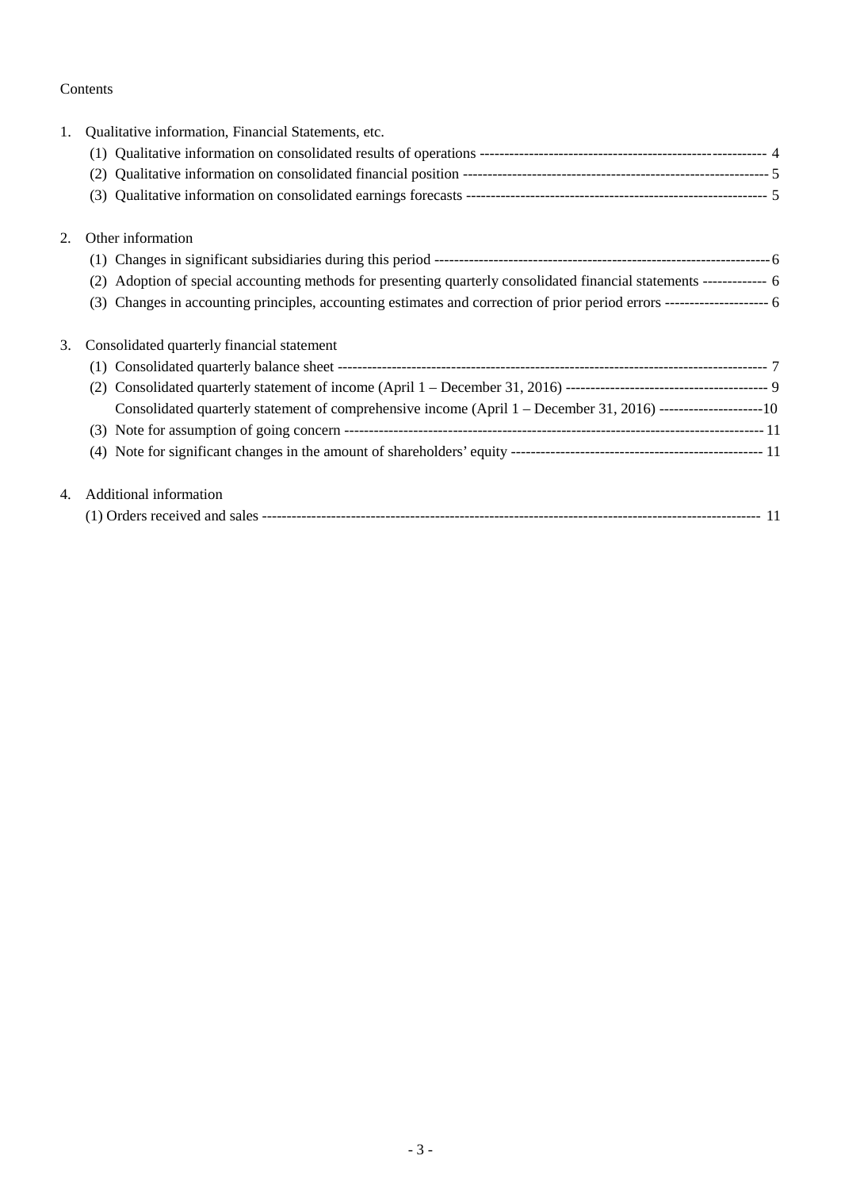Contents

1. Qualitative information, Financial Statements, etc.
   - (1) Qualitative information on consolidated results of operations --------------------------------------------------------- 4
   - (2) Qualitative information on consolidated financial position ------------------------------------------------------------- 5
   - (3) Qualitative information on consolidated earnings forecasts ------------------------------------------------------------ 5

2. Other information
   - (1) Changes in significant subsidiaries during this period --------------------------------------------------------------------6
   - (2) Adoption of special accounting methods for presenting quarterly consolidated financial statements ------------- 6
   - (3) Changes in accounting principles, accounting estimates and correction of prior period errors --------------------- 6

3. Consolidated quarterly financial statement
   - (1) Consolidated quarterly balance sheet -------------------------------------------------------------------------------------- 7
   - (2) Consolidated quarterly statement of income (April 1 – December 31, 2016) ----------------------------------------- 9
     
     Consolidated quarterly statement of comprehensive income (April 1 – December 31, 2016) ---------------------10
   - (3) Note for assumption of going concern ------------------------------------------------------------------------------------ 11
   - (4) Note for significant changes in the amount of shareholders' equity --------------------------------------------------- 11

4. Additional information
   - (1) Orders received and sales ---------------------------------------------------------------------------------------------------- 11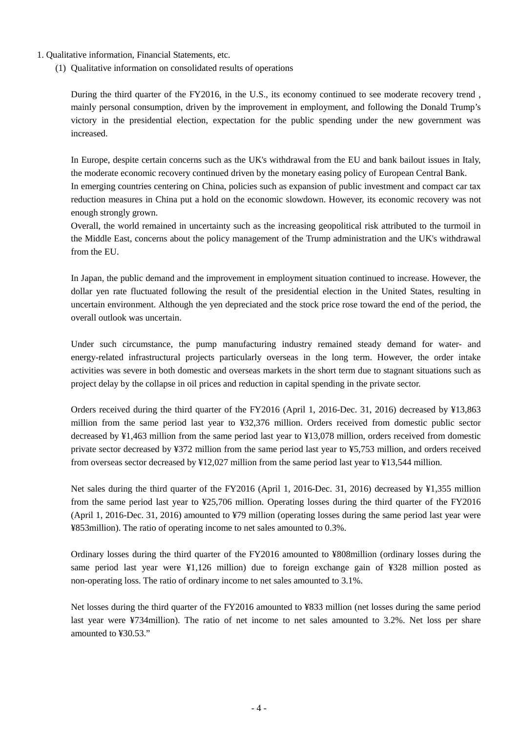1. Qualitative information, Financial Statements, etc.

(1) Qualitative information on consolidated results of operations

During the third quarter of the FY2016, in the U.S., its economy continued to see moderate recovery trend , mainly personal consumption, driven by the improvement in employment, and following the Donald Trump's victory in the presidential election, expectation for the public spending under the new government was increased.

In Europe, despite certain concerns such as the UK's withdrawal from the EU and bank bailout issues in Italy, the moderate economic recovery continued driven by the monetary easing policy of European Central Bank.
In emerging countries centering on China, policies such as expansion of public investment and compact car tax reduction measures in China put a hold on the economic slowdown. However, its economic recovery was not enough strongly grown.
Overall, the world remained in uncertainty such as the increasing geopolitical risk attributed to the turmoil in the Middle East, concerns about the policy management of the Trump administration and the UK's withdrawal from the EU.

In Japan, the public demand and the improvement in employment situation continued to increase. However, the dollar yen rate fluctuated following the result of the presidential election in the United States, resulting in uncertain environment. Although the yen depreciated and the stock price rose toward the end of the period, the overall outlook was uncertain.

Under such circumstance, the pump manufacturing industry remained steady demand for water- and energy-related infrastructural projects particularly overseas in the long term. However, the order intake activities was severe in both domestic and overseas markets in the short term due to stagnant situations such as project delay by the collapse in oil prices and reduction in capital spending in the private sector.

Orders received during the third quarter of the FY2016 (April 1, 2016-Dec. 31, 2016) decreased by ¥13,863 million from the same period last year to ¥32,376 million. Orders received from domestic public sector decreased by ¥1,463 million from the same period last year to ¥13,078 million, orders received from domestic private sector decreased by ¥372 million from the same period last year to ¥5,753 million, and orders received from overseas sector decreased by ¥12,027 million from the same period last year to ¥13,544 million.

Net sales during the third quarter of the FY2016 (April 1, 2016-Dec. 31, 2016) decreased by ¥1,355 million from the same period last year to ¥25,706 million. Operating losses during the third quarter of the FY2016 (April 1, 2016-Dec. 31, 2016) amounted to ¥79 million (operating losses during the same period last year were ¥853million). The ratio of operating income to net sales amounted to 0.3%.

Ordinary losses during the third quarter of the FY2016 amounted to ¥808million (ordinary losses during the same period last year were ¥1,126 million) due to foreign exchange gain of ¥328 million posted as non-operating loss. The ratio of ordinary income to net sales amounted to 3.1%.

Net losses during the third quarter of the FY2016 amounted to ¥833 million (net losses during the same period last year were ¥734million). The ratio of net income to net sales amounted to 3.2%. Net loss per share amounted to ¥30.53."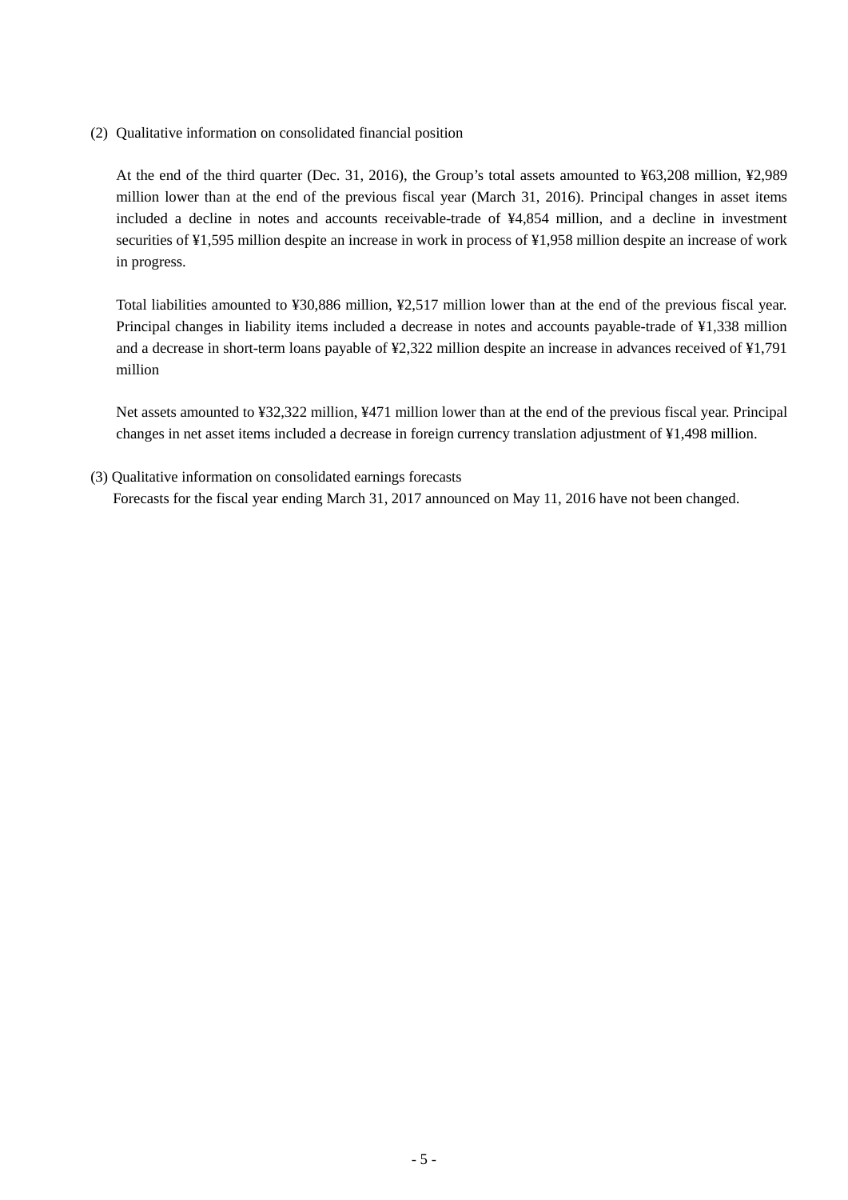(2) Qualitative information on consolidated financial position

At the end of the third quarter (Dec. 31, 2016), the Group's total assets amounted to ¥63,208 million, ¥2,989 million lower than at the end of the previous fiscal year (March 31, 2016). Principal changes in asset items included a decline in notes and accounts receivable-trade of ¥4,854 million, and a decline in investment securities of ¥1,595 million despite an increase in work in process of ¥1,958 million despite an increase of work in progress.

Total liabilities amounted to ¥30,886 million, ¥2,517 million lower than at the end of the previous fiscal year. Principal changes in liability items included a decrease in notes and accounts payable-trade of ¥1,338 million and a decrease in short-term loans payable of ¥2,322 million despite an increase in advances received of ¥1,791 million

Net assets amounted to ¥32,322 million, ¥471 million lower than at the end of the previous fiscal year. Principal changes in net asset items included a decrease in foreign currency translation adjustment of ¥1,498 million.

(3) Qualitative information on consolidated earnings forecasts

Forecasts for the fiscal year ending March 31, 2017 announced on May 11, 2016 have not been changed.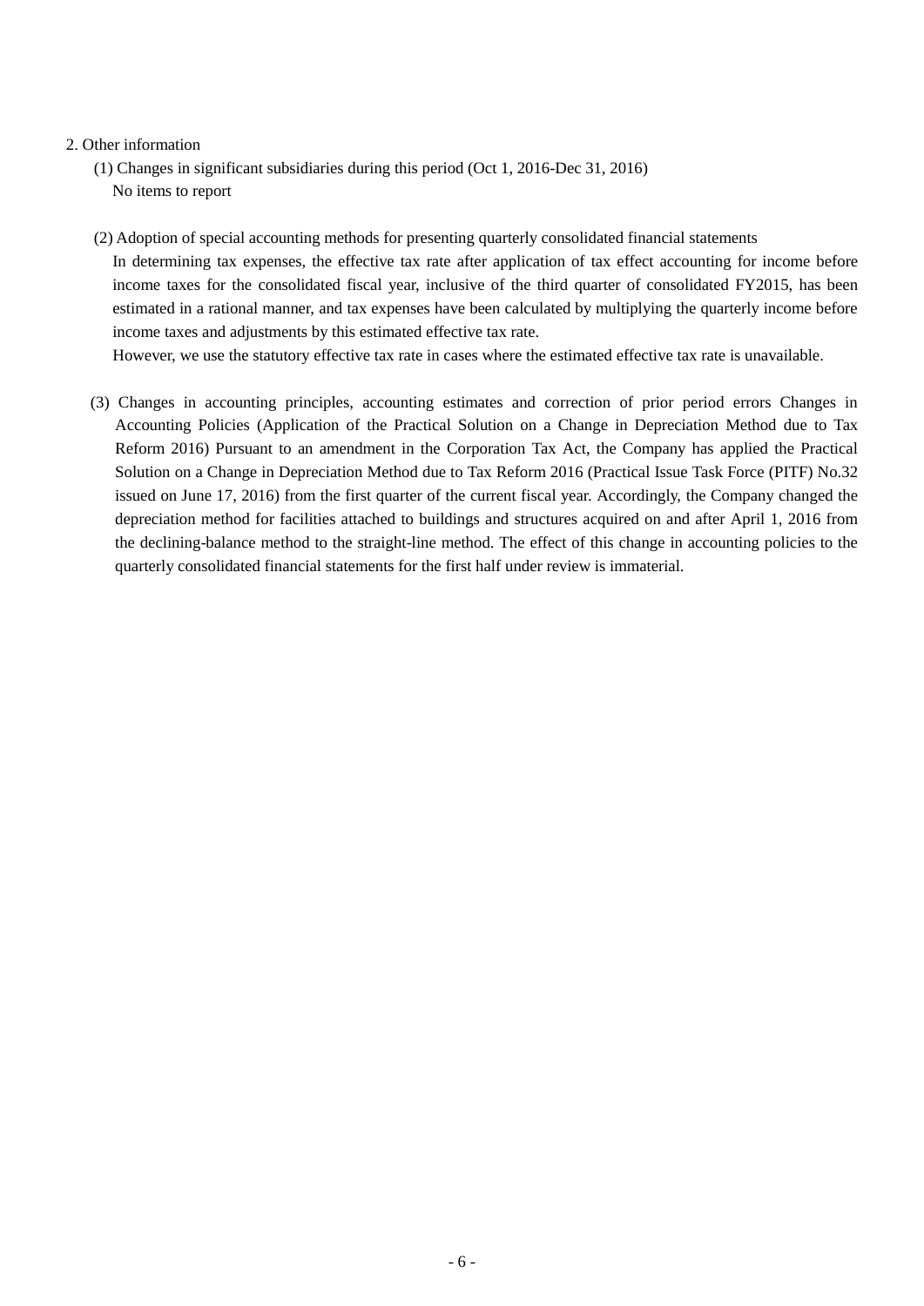## 2. Other information

### (1) Changes in significant subsidiaries during this period (Oct 1, 2016-Dec 31, 2016)

No items to report

### (2) Adoption of special accounting methods for presenting quarterly consolidated financial statements

In determining tax expenses, the effective tax rate after application of tax effect accounting for income before income taxes for the consolidated fiscal year, inclusive of the third quarter of consolidated FY2015, has been estimated in a rational manner, and tax expenses have been calculated by multiplying the quarterly income before income taxes and adjustments by this estimated effective tax rate.

However, we use the statutory effective tax rate in cases where the estimated effective tax rate is unavailable.

### (3) Changes in accounting principles, accounting estimates and correction of prior period errors Changes in Accounting Policies (Application of the Practical Solution on a Change in Depreciation Method due to Tax Reform 2016) Pursuant to an amendment in the Corporation Tax Act, the Company has applied the Practical Solution on a Change in Depreciation Method due to Tax Reform 2016 (Practical Issue Task Force (PITF) No.32 issued on June 17, 2016) from the first quarter of the current fiscal year. Accordingly, the Company changed the depreciation method for facilities attached to buildings and structures acquired on and after April 1, 2016 from the declining-balance method to the straight-line method. The effect of this change in accounting policies to the quarterly consolidated financial statements for the first half under review is immaterial.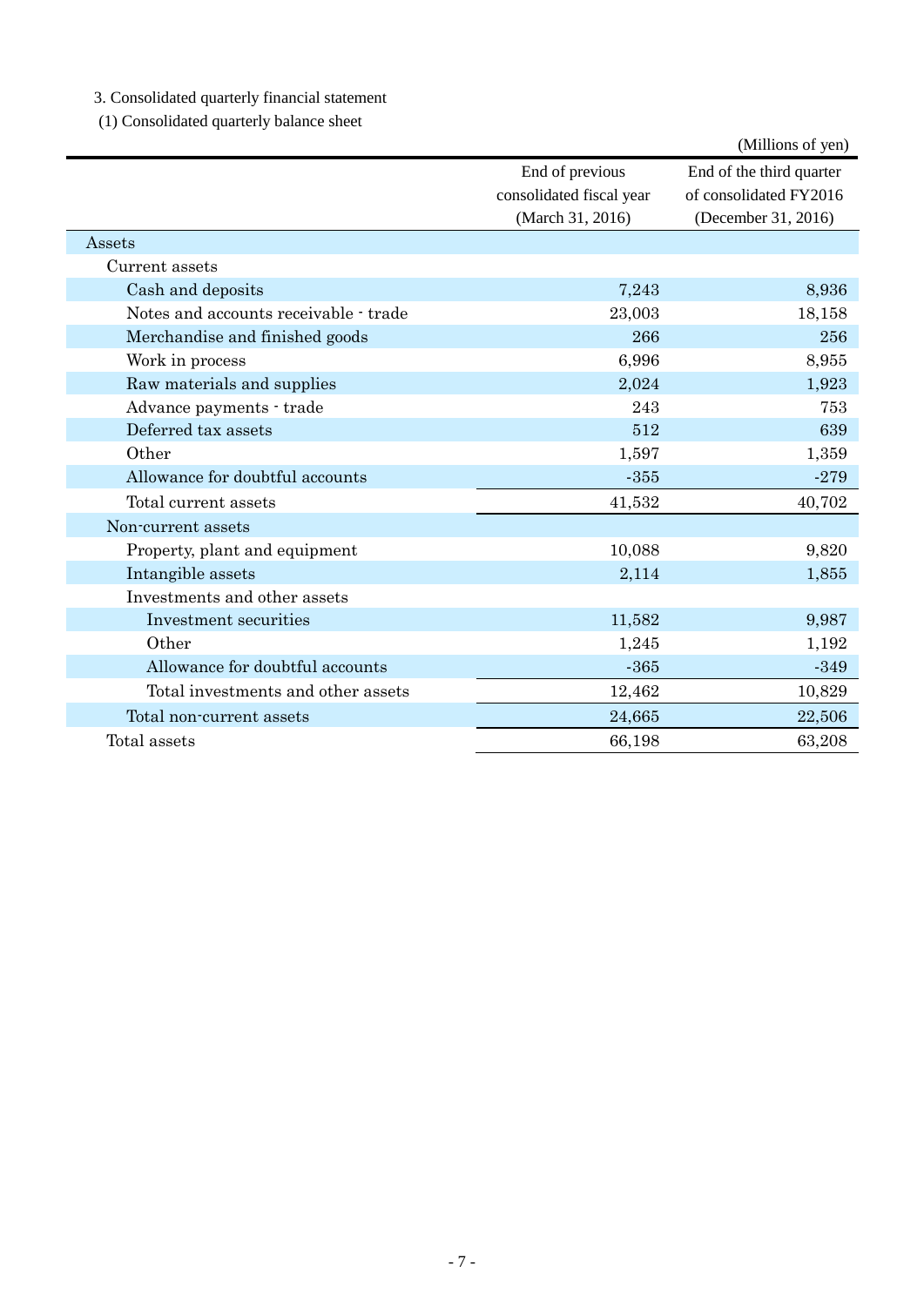3. Consolidated quarterly financial statement

(1) Consolidated quarterly balance sheet

(Millions of yen)

| | End of previous consolidated fiscal year (March 31, 2016) | End of the third quarter of consolidated FY2016 (December 31, 2016) |
|---|---|---|
| Assets | | |
| Current assets | | |
| Cash and deposits | 7,243 | 8,936 |
| Notes and accounts receivable - trade | 23,003 | 18,158 |
| Merchandise and finished goods | 266 | 256 |
| Work in process | 6,996 | 8,955 |
| Raw materials and supplies | 2,024 | 1,923 |
| Advance payments - trade | 243 | 753 |
| Deferred tax assets | 512 | 639 |
| Other | 1,597 | 1,359 |
| Allowance for doubtful accounts | -355 | -279 |
| Total current assets | 41,532 | 40,702 |
| Non-current assets | | |
| Property, plant and equipment | 10,088 | 9,820 |
| Intangible assets | 2,114 | 1,855 |
| Investments and other assets | | |
| Investment securities | 11,582 | 9,987 |
| Other | 1,245 | 1,192 |
| Allowance for doubtful accounts | -365 | -349 |
| Total investments and other assets | 12,462 | 10,829 |
| Total non-current assets | 24,665 | 22,506 |
| Total assets | 66,198 | 63,208 |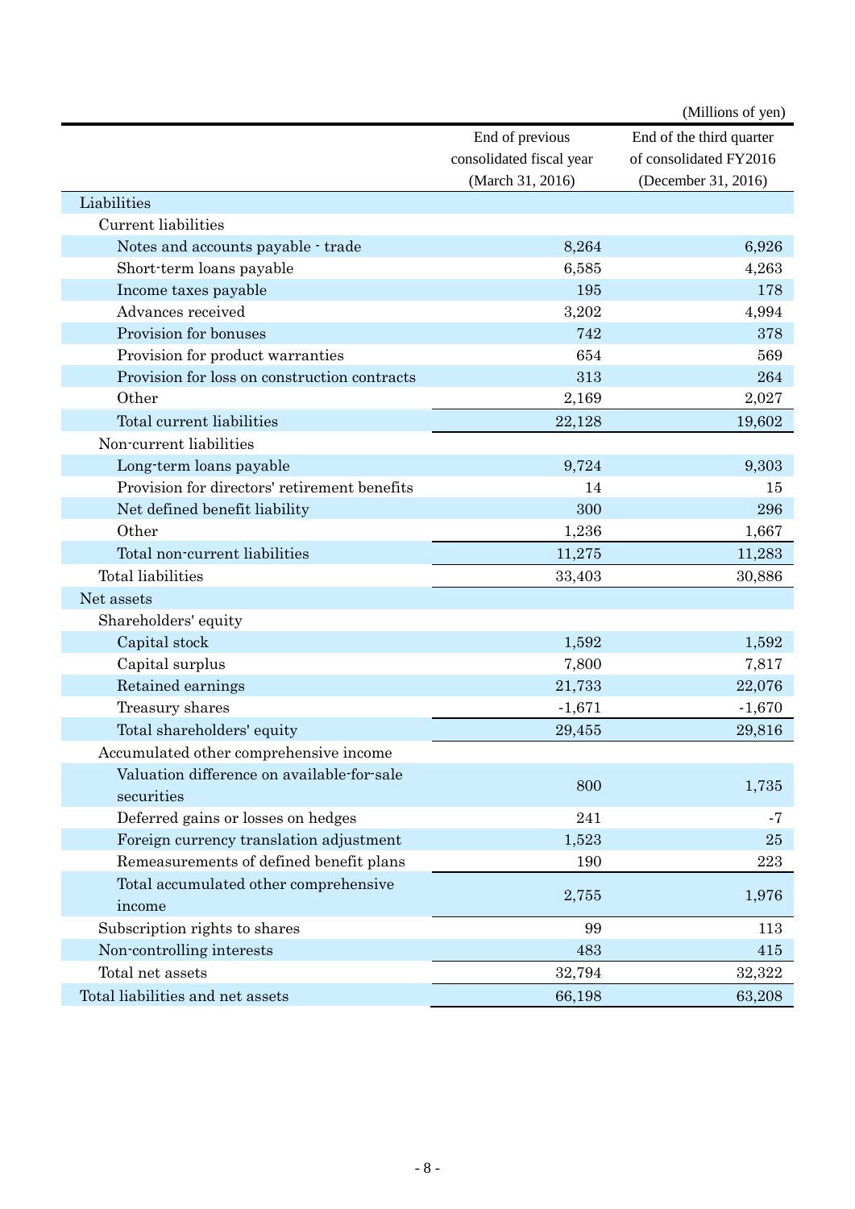(Millions of yen)

| | End of previous consolidated fiscal year (March 31, 2016) | End of the third quarter of consolidated FY2016 (December 31, 2016) |
|---|---|---|
| Liabilities | | |
| Current liabilities | | |
| Notes and accounts payable - trade | 8,264 | 6,926 |
| Short-term loans payable | 6,585 | 4,263 |
| Income taxes payable | 195 | 178 |
| Advances received | 3,202 | 4,994 |
| Provision for bonuses | 742 | 378 |
| Provision for product warranties | 654 | 569 |
| Provision for loss on construction contracts | 313 | 264 |
| Other | 2,169 | 2,027 |
| Total current liabilities | 22,128 | 19,602 |
| Non-current liabilities | | |
| Long-term loans payable | 9,724 | 9,303 |
| Provision for directors' retirement benefits | 14 | 15 |
| Net defined benefit liability | 300 | 296 |
| Other | 1,236 | 1,667 |
| Total non-current liabilities | 11,275 | 11,283 |
| Total liabilities | 33,403 | 30,886 |
| Net assets | | |
| Shareholders' equity | | |
| Capital stock | 1,592 | 1,592 |
| Capital surplus | 7,800 | 7,817 |
| Retained earnings | 21,733 | 22,076 |
| Treasury shares | -1,671 | -1,670 |
| Total shareholders' equity | 29,455 | 29,816 |
| Accumulated other comprehensive income | | |
| Valuation difference on available-for-sale securities | 800 | 1,735 |
| Deferred gains or losses on hedges | 241 | -7 |
| Foreign currency translation adjustment | 1,523 | 25 |
| Remeasurements of defined benefit plans | 190 | 223 |
| Total accumulated other comprehensive income | 2,755 | 1,976 |
| Subscription rights to shares | 99 | 113 |
| Non-controlling interests | 483 | 415 |
| Total net assets | 32,794 | 32,322 |
| Total liabilities and net assets | 66,198 | 63,208 |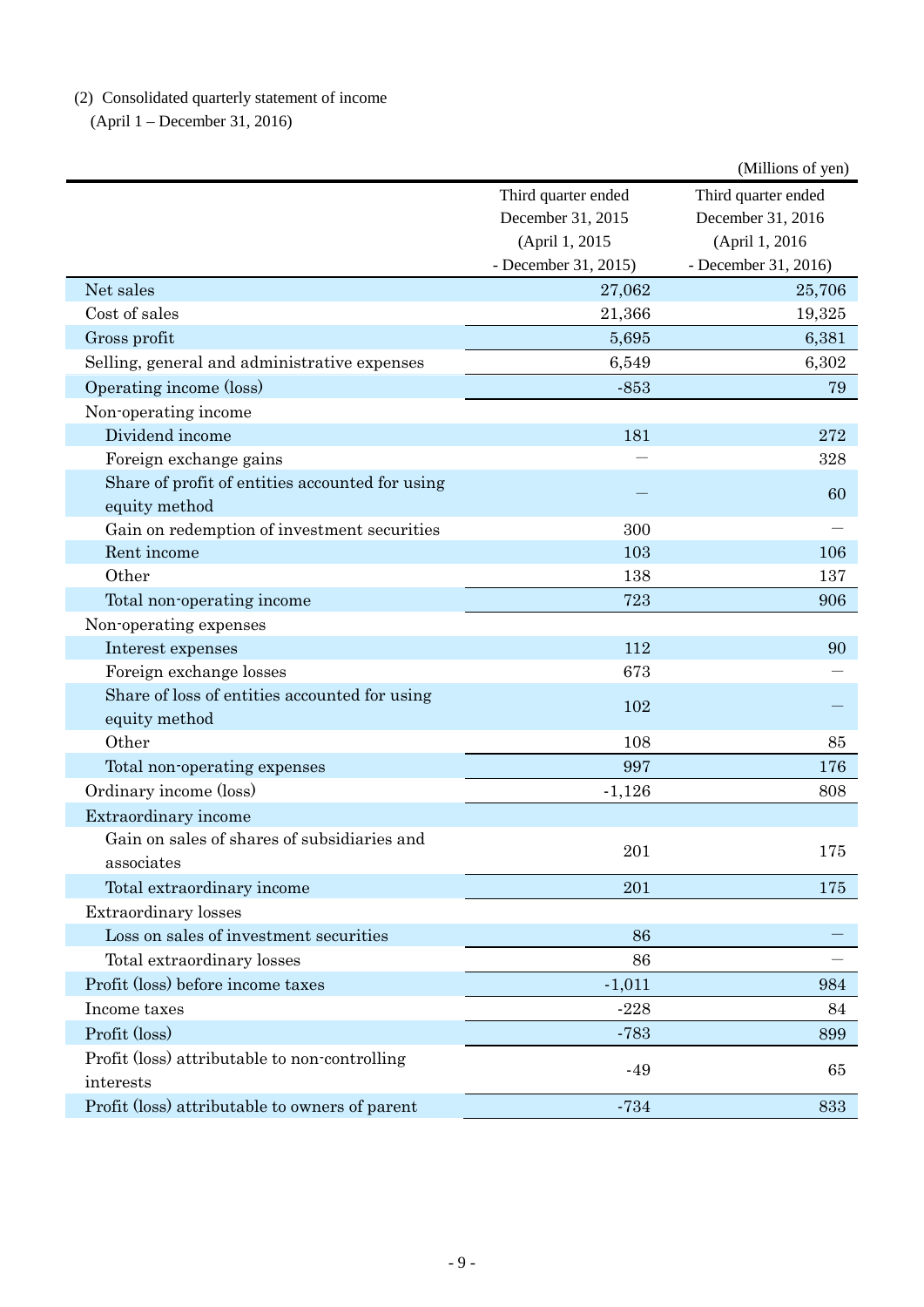(2) Consolidated quarterly statement of income

(April 1 – December 31, 2016)

(Millions of yen)

| | Third quarter ended December 31, 2015 (April 1, 2015 - December 31, 2015) | Third quarter ended December 31, 2016 (April 1, 2016 - December 31, 2016) |
|---|---|---|
| Net sales | 27,062 | 25,706 |
| Cost of sales | 21,366 | 19,325 |
| Gross profit | 5,695 | 6,381 |
| Selling, general and administrative expenses | 6,549 | 6,302 |
| Operating income (loss) | -853 | 79 |
| Non-operating income | | |
| Dividend income | 181 | 272 |
| Foreign exchange gains | — | 328 |
| Share of profit of entities accounted for using equity method | — | 60 |
| Gain on redemption of investment securities | 300 | — |
| Rent income | 103 | 106 |
| Other | 138 | 137 |
| Total non-operating income | 723 | 906 |
| Non-operating expenses | | |
| Interest expenses | 112 | 90 |
| Foreign exchange losses | 673 | — |
| Share of loss of entities accounted for using equity method | 102 | — |
| Other | 108 | 85 |
| Total non-operating expenses | 997 | 176 |
| Ordinary income (loss) | -1,126 | 808 |
| Extraordinary income | | |
| Gain on sales of shares of subsidiaries and associates | 201 | 175 |
| Total extraordinary income | 201 | 175 |
| Extraordinary losses | | |
| Loss on sales of investment securities | 86 | — |
| Total extraordinary losses | 86 | — |
| Profit (loss) before income taxes | -1,011 | 984 |
| Income taxes | -228 | 84 |
| Profit (loss) | -783 | 899 |
| Profit (loss) attributable to non-controlling interests | -49 | 65 |
| Profit (loss) attributable to owners of parent | -734 | 833 |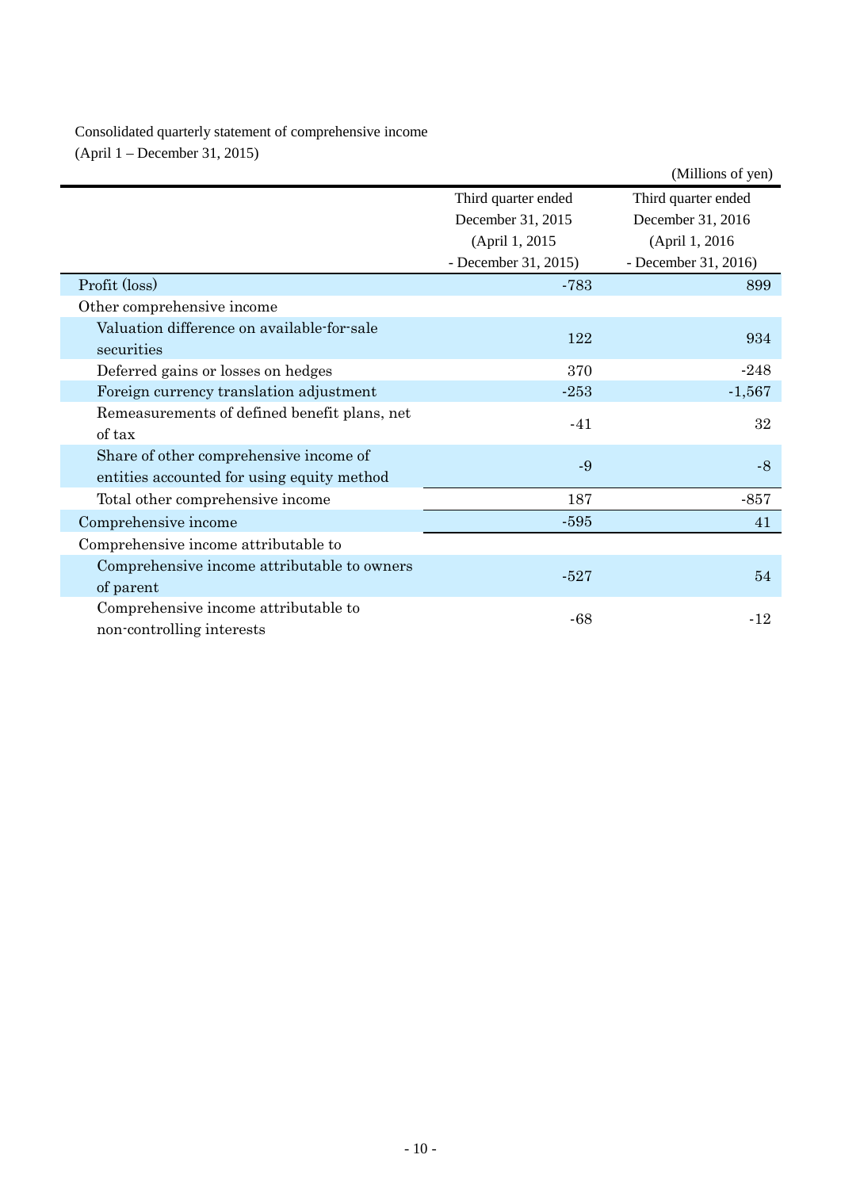Consolidated quarterly statement of comprehensive income

(April 1 – December 31, 2015)

(Millions of yen)

| | Third quarter ended December 31, 2015 (April 1, 2015 - December 31, 2015) | Third quarter ended December 31, 2016 (April 1, 2016 - December 31, 2016) |
|---|---|---|
| Profit (loss) | -783 | 899 |
| Other comprehensive income | | |
| Valuation difference on available-for-sale securities | 122 | 934 |
| Deferred gains or losses on hedges | 370 | -248 |
| Foreign currency translation adjustment | -253 | -1,567 |
| Remeasurements of defined benefit plans, net of tax | -41 | 32 |
| Share of other comprehensive income of entities accounted for using equity method | -9 | -8 |
| Total other comprehensive income | 187 | -857 |
| Comprehensive income | -595 | 41 |
| Comprehensive income attributable to | | |
| Comprehensive income attributable to owners of parent | -527 | 54 |
| Comprehensive income attributable to non-controlling interests | -68 | -12 |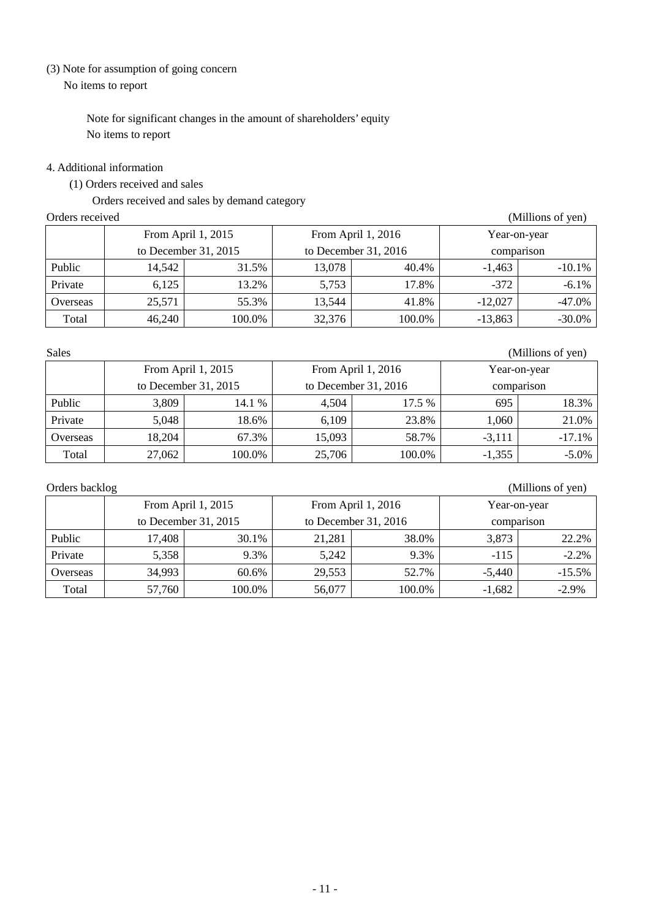(3) Note for assumption of going concern

No items to report

Note for significant changes in the amount of shareholders' equity

No items to report

4. Additional information

(1) Orders received and sales

Orders received and sales by demand category

Orders received (Millions of yen)

| | From April 1, 2015 to December 31, 2015 | | From April 1, 2016 to December 31, 2016 | | Year-on-year comparison | |
|---|---|---|---|---|---|---|
| Public | 14,542 | 31.5% | 13,078 | 40.4% | -1,463 | -10.1% |
| Private | 6,125 | 13.2% | 5,753 | 17.8% | -372 | -6.1% |
| Overseas | 25,571 | 55.3% | 13,544 | 41.8% | -12,027 | -47.0% |
| Total | 46,240 | 100.0% | 32,376 | 100.0% | -13,863 | -30.0% |

Sales (Millions of yen)

| | From April 1, 2015 to December 31, 2015 | | From April 1, 2016 to December 31, 2016 | | Year-on-year comparison | |
|---|---|---|---|---|---|---|
| Public | 3,809 | 14.1 % | 4,504 | 17.5 % | 695 | 18.3% |
| Private | 5,048 | 18.6% | 6,109 | 23.8% | 1,060 | 21.0% |
| Overseas | 18,204 | 67.3% | 15,093 | 58.7% | -3,111 | -17.1% |
| Total | 27,062 | 100.0% | 25,706 | 100.0% | -1,355 | -5.0% |

Orders backlog (Millions of yen)

| | From April 1, 2015 to December 31, 2015 | | From April 1, 2016 to December 31, 2016 | | Year-on-year comparison | |
|---|---|---|---|---|---|---|
| Public | 17,408 | 30.1% | 21,281 | 38.0% | 3,873 | 22.2% |
| Private | 5,358 | 9.3% | 5,242 | 9.3% | -115 | -2.2% |
| Overseas | 34,993 | 60.6% | 29,553 | 52.7% | -5,440 | -15.5% |
| Total | 57,760 | 100.0% | 56,077 | 100.0% | -1,682 | -2.9% |